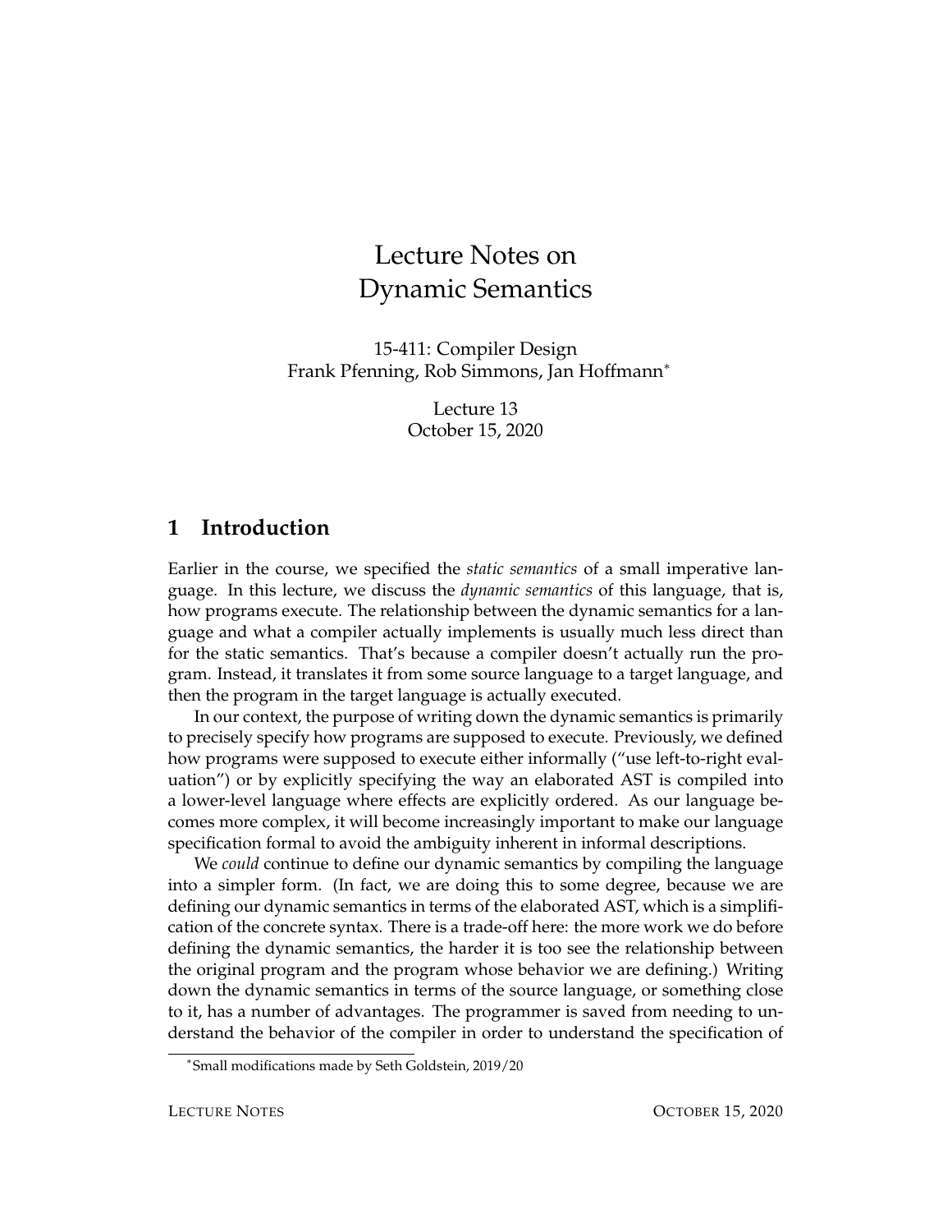# Lecture Notes on Dynamic Semantics

15-411: Compiler Design
Frank Pfenning, Rob Simmons, Jan Hoffmann*

Lecture 13
October 15, 2020

## 1 Introduction

Earlier in the course, we specified the *static semantics* of a small imperative language. In this lecture, we discuss the *dynamic semantics* of this language, that is, how programs execute. The relationship between the dynamic semantics for a language and what a compiler actually implements is usually much less direct than for the static semantics. That's because a compiler doesn't actually run the program. Instead, it translates it from some source language to a target language, and then the program in the target language is actually executed.

In our context, the purpose of writing down the dynamic semantics is primarily to precisely specify how programs are supposed to execute. Previously, we defined how programs were supposed to execute either informally ("use left-to-right evaluation") or by explicitly specifying the way an elaborated AST is compiled into a lower-level language where effects are explicitly ordered. As our language becomes more complex, it will become increasingly important to make our language specification formal to avoid the ambiguity inherent in informal descriptions.

We *could* continue to define our dynamic semantics by compiling the language into a simpler form. (In fact, we are doing this to some degree, because we are defining our dynamic semantics in terms of the elaborated AST, which is a simplification of the concrete syntax. There is a trade-off here: the more work we do before defining the dynamic semantics, the harder it is too see the relationship between the original program and the program whose behavior we are defining.) Writing down the dynamic semantics in terms of the source language, or something close to it, has a number of advantages. The programmer is saved from needing to understand the behavior of the compiler in order to understand the specification of

*Small modifications made by Seth Goldstein, 2019/20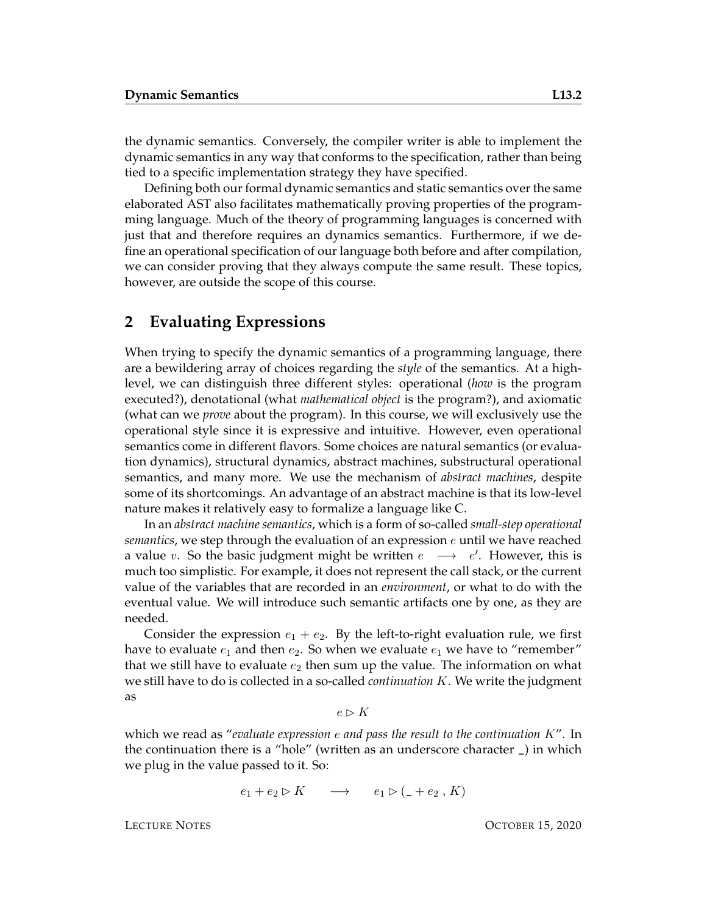the dynamic semantics. Conversely, the compiler writer is able to implement the dynamic semantics in any way that conforms to the specification, rather than being tied to a specific implementation strategy they have specified.

Defining both our formal dynamic semantics and static semantics over the same elaborated AST also facilitates mathematically proving properties of the programming language. Much of the theory of programming languages is concerned with just that and therefore requires an dynamics semantics. Furthermore, if we define an operational specification of our language both before and after compilation, we can consider proving that they always compute the same result. These topics, however, are outside the scope of this course.

## 2 Evaluating Expressions

When trying to specify the dynamic semantics of a programming language, there are a bewildering array of choices regarding the *style* of the semantics. At a high-level, we can distinguish three different styles: operational (*how* is the program executed?), denotational (what *mathematical object* is the program?), and axiomatic (what can we *prove* about the program). In this course, we will exclusively use the operational style since it is expressive and intuitive. However, even operational semantics come in different flavors. Some choices are natural semantics (or evaluation dynamics), structural dynamics, abstract machines, substructural operational semantics, and many more. We use the mechanism of *abstract machines*, despite some of its shortcomings. An advantage of an abstract machine is that its low-level nature makes it relatively easy to formalize a language like C.

In an *abstract machine semantics*, which is a form of so-called *small-step operational semantics*, we step through the evaluation of an expression $e$ until we have reached a value $v$. So the basic judgment might be written $e \longrightarrow e'$. However, this is much too simplistic. For example, it does not represent the call stack, or the current value of the variables that are recorded in an *environment*, or what to do with the eventual value. We will introduce such semantic artifacts one by one, as they are needed.

Consider the expression $e_1 + e_2$. By the left-to-right evaluation rule, we first have to evaluate $e_1$ and then $e_2$. So when we evaluate $e_1$ we have to "remember" that we still have to evaluate $e_2$ then sum up the value. The information on what we still have to do is collected in a so-called *continuation* $K$. We write the judgment as

$$e \rhd K$$

which we read as "*evaluate expression* $e$ *and pass the result to the continuation* $K$". In the continuation there is a "hole" (written as an underscore character _) in which we plug in the value passed to it. So:

$$e_1 + e_2 \rhd K \quad \longrightarrow \quad e_1 \rhd (\_ + e_2 \ , \ K)$$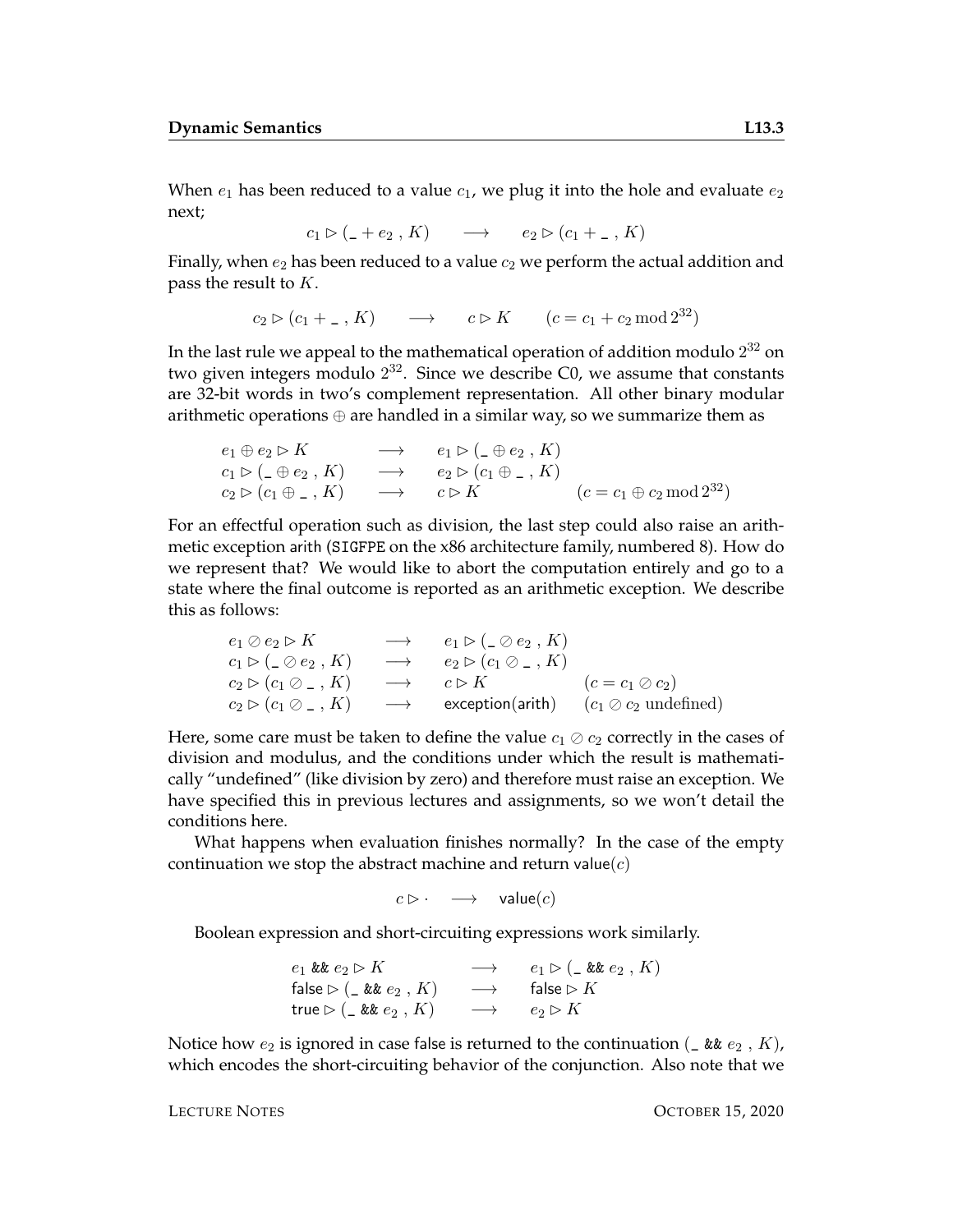When $e_1$ has been reduced to a value $c_1$, we plug it into the hole and evaluate $e_2$ next;

$$c_1 \rhd (\_ + e_2 \,,\, K) \quad \longrightarrow \quad e_2 \rhd (c_1 + \_ \,,\, K)$$

Finally, when $e_2$ has been reduced to a value $c_2$ we perform the actual addition and pass the result to $K$.

$$c_2 \rhd (c_1 + \_ \,,\, K) \quad \longrightarrow \quad c \rhd K \qquad (c = c_1 + c_2 \bmod 2^{32})$$

In the last rule we appeal to the mathematical operation of addition modulo $2^{32}$ on two given integers modulo $2^{32}$. Since we describe C0, we assume that constants are 32-bit words in two's complement representation. All other binary modular arithmetic operations $\oplus$ are handled in a similar way, so we summarize them as

$$\begin{array}{lcll}
e_1 \oplus e_2 \rhd K & \longrightarrow & e_1 \rhd (\_ \oplus e_2 \,,\, K) & \\
c_1 \rhd (\_ \oplus e_2 \,,\, K) & \longrightarrow & e_2 \rhd (c_1 \oplus \_ \,,\, K) & \\
c_2 \rhd (c_1 \oplus \_ \,,\, K) & \longrightarrow & c \rhd K & (c = c_1 \oplus c_2 \bmod 2^{32})
\end{array}$$

For an effectful operation such as division, the last step could also raise an arithmetic exception arith (SIGFPE on the x86 architecture family, numbered 8). How do we represent that? We would like to abort the computation entirely and go to a state where the final outcome is reported as an arithmetic exception. We describe this as follows:

$$\begin{array}{lcll}
e_1 \oslash e_2 \rhd K & \longrightarrow & e_1 \rhd (\_ \oslash e_2 \,,\, K) & \\
c_1 \rhd (\_ \oslash e_2 \,,\, K) & \longrightarrow & e_2 \rhd (c_1 \oslash \_ \,,\, K) & \\
c_2 \rhd (c_1 \oslash \_ \,,\, K) & \longrightarrow & c \rhd K & (c = c_1 \oslash c_2) \\
c_2 \rhd (c_1 \oslash \_ \,,\, K) & \longrightarrow & \mathsf{exception}(\mathsf{arith}) & (c_1 \oslash c_2 \text{ undefined})
\end{array}$$

Here, some care must be taken to define the value $c_1 \oslash c_2$ correctly in the cases of division and modulus, and the conditions under which the result is mathematically "undefined" (like division by zero) and therefore must raise an exception. We have specified this in previous lectures and assignments, so we won't detail the conditions here.

What happens when evaluation finishes normally? In the case of the empty continuation we stop the abstract machine and return value($c$)

$$c \rhd \cdot \quad \longrightarrow \quad \mathsf{value}(c)$$

Boolean expression and short-circuiting expressions work similarly.

$$\begin{array}{lcl}
e_1 \;\texttt{\&\&}\; e_2 \rhd K & \longrightarrow & e_1 \rhd (\_ \;\texttt{\&\&}\; e_2 \,,\, K) \\
\mathsf{false} \rhd (\_ \;\texttt{\&\&}\; e_2 \,,\, K) & \longrightarrow & \mathsf{false} \rhd K \\
\mathsf{true} \rhd (\_ \;\texttt{\&\&}\; e_2 \,,\, K) & \longrightarrow & e_2 \rhd K
\end{array}$$

Notice how $e_2$ is ignored in case false is returned to the continuation $(\_ \;\texttt{\&\&}\; e_2 \,,\, K)$, which encodes the short-circuiting behavior of the conjunction. Also note that we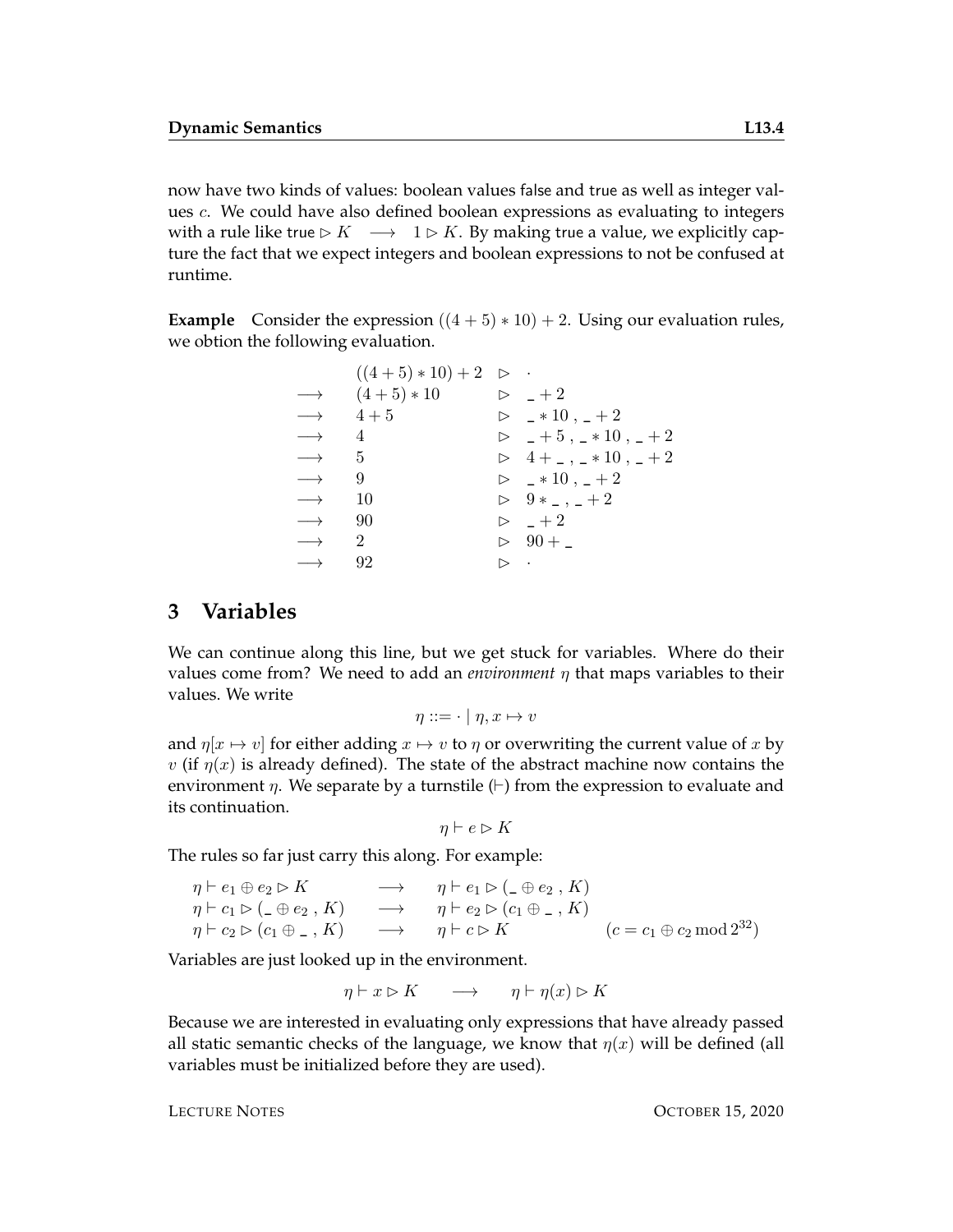now have two kinds of values: boolean values false and true as well as integer values $c$. We could have also defined boolean expressions as evaluating to integers with a rule like $\mathsf{true} \rhd K \quad \longrightarrow \quad 1 \rhd K$. By making true a value, we explicitly capture the fact that we expect integers and boolean expressions to not be confused at runtime.

**Example** Consider the expression $((4+5)*10)+2$. Using our evaluation rules, we obtion the following evaluation.

$$
\begin{array}{lll}
 & ((4+5)*10)+2 & \rhd \ \cdot \\
\longrightarrow & (4+5)*10 & \rhd \ \_+2 \\
\longrightarrow & 4+5 & \rhd \ \_*10\ ,\ \_+2 \\
\longrightarrow & 4 & \rhd \ \_+5\ ,\ \_*10\ ,\ \_+2 \\
\longrightarrow & 5 & \rhd \ 4+\_\ ,\ \_*10\ ,\ \_+2 \\
\longrightarrow & 9 & \rhd \ \_*10\ ,\ \_+2 \\
\longrightarrow & 10 & \rhd \ 9*\_\ ,\ \_+2 \\
\longrightarrow & 90 & \rhd \ \_+2 \\
\longrightarrow & 2 & \rhd \ 90+\_ \\
\longrightarrow & 92 & \rhd \ \cdot
\end{array}
$$

## 3 Variables

We can continue along this line, but we get stuck for variables. Where do their values come from? We need to add an *environment* $\eta$ that maps variables to their values. We write

$$\eta ::= \cdot \mid \eta, x \mapsto v$$

and $\eta[x \mapsto v]$ for either adding $x \mapsto v$ to $\eta$ or overwriting the current value of $x$ by $v$ (if $\eta(x)$ is already defined). The state of the abstract machine now contains the environment $\eta$. We separate by a turnstile ($\vdash$) from the expression to evaluate and its continuation.

$$\eta \vdash e \rhd K$$

The rules so far just carry this along. For example:

$$
\begin{array}{lcll}
\eta \vdash e_1 \oplus e_2 \rhd K & \longrightarrow & \eta \vdash e_1 \rhd (\_ \oplus e_2\ ,\ K) & \\
\eta \vdash c_1 \rhd (\_ \oplus e_2\ ,\ K) & \longrightarrow & \eta \vdash e_2 \rhd (c_1 \oplus \_\ ,\ K) & \\
\eta \vdash c_2 \rhd (c_1 \oplus \_\ ,\ K) & \longrightarrow & \eta \vdash c \rhd K & (c = c_1 \oplus c_2 \bmod 2^{32})
\end{array}
$$

Variables are just looked up in the environment.

$$\eta \vdash x \rhd K \quad \longrightarrow \quad \eta \vdash \eta(x) \rhd K$$

Because we are interested in evaluating only expressions that have already passed all static semantic checks of the language, we know that $\eta(x)$ will be defined (all variables must be initialized before they are used).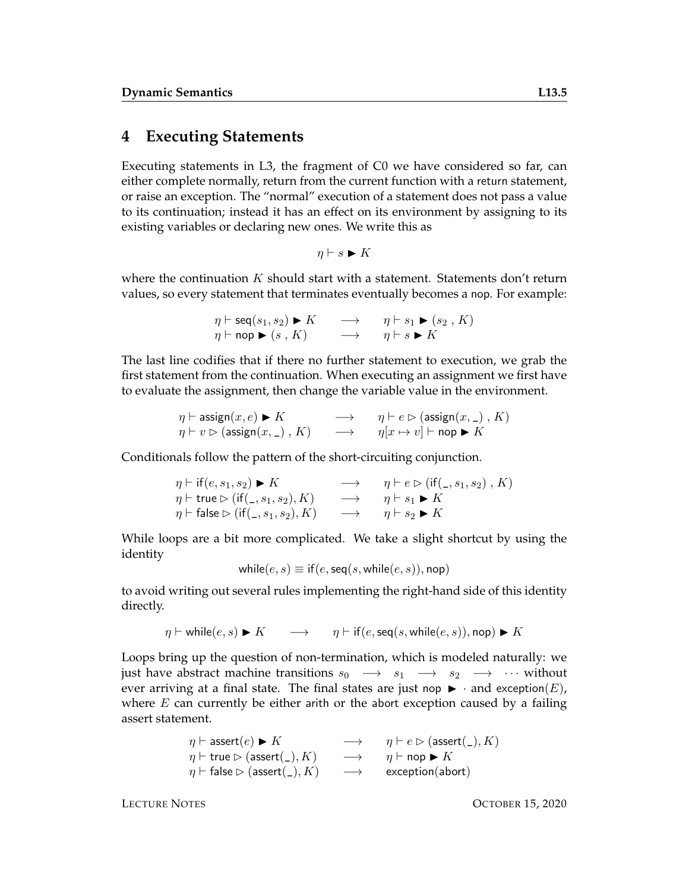## 4 Executing Statements

Executing statements in L3, the fragment of C0 we have considered so far, can either complete normally, return from the current function with a return statement, or raise an exception. The "normal" execution of a statement does not pass a value to its continuation; instead it has an effect on its environment by assigning to its existing variables or declaring new ones. We write this as

$$\eta \vdash s \blacktriangleright K$$

where the continuation $K$ should start with a statement. Statements don't return values, so every statement that terminates eventually becomes a nop. For example:

$$
\begin{array}{lcl}
\eta \vdash \mathsf{seq}(s_1, s_2) \blacktriangleright K & \longrightarrow & \eta \vdash s_1 \blacktriangleright (s_2 \ , K) \\
\eta \vdash \mathsf{nop} \blacktriangleright (s \ , K) & \longrightarrow & \eta \vdash s \blacktriangleright K
\end{array}
$$

The last line codifies that if there no further statement to execution, we grab the first statement from the continuation. When executing an assignment we first have to evaluate the assignment, then change the variable value in the environment.

$$
\begin{array}{lcl}
\eta \vdash \mathsf{assign}(x, e) \blacktriangleright K & \longrightarrow & \eta \vdash e \rhd (\mathsf{assign}(x, \_) \ , K) \\
\eta \vdash v \rhd (\mathsf{assign}(x, \_) \ , K) & \longrightarrow & \eta[x \mapsto v] \vdash \mathsf{nop} \blacktriangleright K
\end{array}
$$

Conditionals follow the pattern of the short-circuiting conjunction.

$$
\begin{array}{lcl}
\eta \vdash \mathsf{if}(e, s_1, s_2) \blacktriangleright K & \longrightarrow & \eta \vdash e \rhd (\mathsf{if}(\_, s_1, s_2) \ , K) \\
\eta \vdash \mathsf{true} \rhd (\mathsf{if}(\_, s_1, s_2), K) & \longrightarrow & \eta \vdash s_1 \blacktriangleright K \\
\eta \vdash \mathsf{false} \rhd (\mathsf{if}(\_, s_1, s_2), K) & \longrightarrow & \eta \vdash s_2 \blacktriangleright K
\end{array}
$$

While loops are a bit more complicated. We take a slight shortcut by using the identity

$$\mathsf{while}(e, s) \equiv \mathsf{if}(e, \mathsf{seq}(s, \mathsf{while}(e, s)), \mathsf{nop})$$

to avoid writing out several rules implementing the right-hand side of this identity directly.

$$\eta \vdash \mathsf{while}(e, s) \blacktriangleright K \quad \longrightarrow \quad \eta \vdash \mathsf{if}(e, \mathsf{seq}(s, \mathsf{while}(e, s)), \mathsf{nop}) \blacktriangleright K$$

Loops bring up the question of non-termination, which is modeled naturally: we just have abstract machine transitions $s_0 \longrightarrow s_1 \longrightarrow s_2 \longrightarrow \cdots$ without ever arriving at a final state. The final states are just nop $\blacktriangleright \cdot$ and exception($E$), where $E$ can currently be either arith or the abort exception caused by a failing assert statement.

$$
\begin{array}{lcl}
\eta \vdash \mathsf{assert}(e) \blacktriangleright K & \longrightarrow & \eta \vdash e \rhd (\mathsf{assert}(\_), K) \\
\eta \vdash \mathsf{true} \rhd (\mathsf{assert}(\_), K) & \longrightarrow & \eta \vdash \mathsf{nop} \blacktriangleright K \\
\eta \vdash \mathsf{false} \rhd (\mathsf{assert}(\_), K) & \longrightarrow & \mathsf{exception}(\mathsf{abort})
\end{array}
$$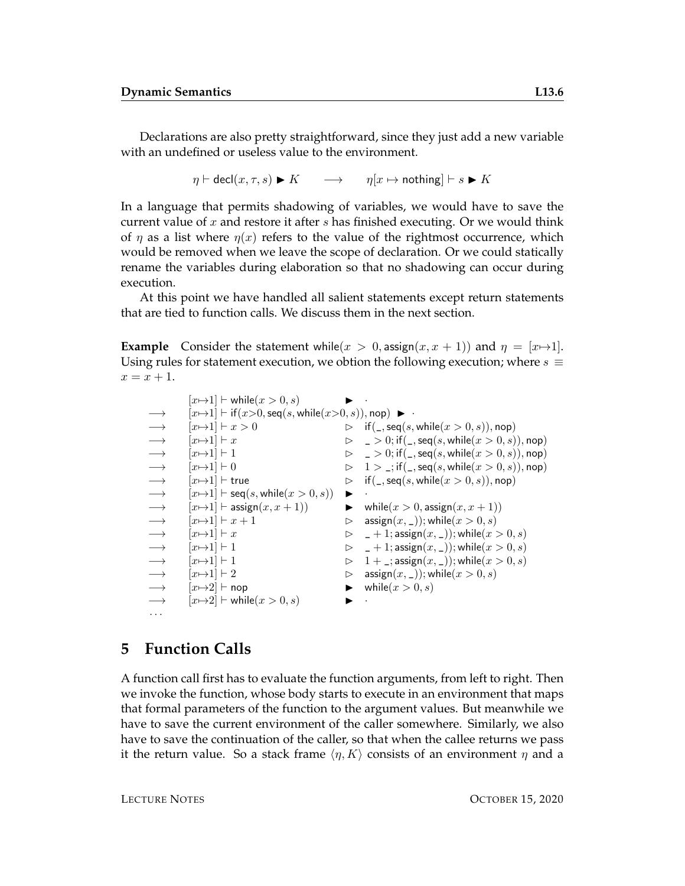Declarations are also pretty straightforward, since they just add a new variable with an undefined or useless value to the environment.

$$\eta \vdash \mathsf{decl}(x, \tau, s) \blacktriangleright K \quad \longrightarrow \quad \eta[x \mapsto \mathsf{nothing}] \vdash s \blacktriangleright K$$

In a language that permits shadowing of variables, we would have to save the current value of $x$ and restore it after $s$ has finished executing. Or we would think of $\eta$ as a list where $\eta(x)$ refers to the value of the rightmost occurrence, which would be removed when we leave the scope of declaration. Or we could statically rename the variables during elaboration so that no shadowing can occur during execution.

At this point we have handled all salient statements except return statements that are tied to function calls. We discuss them in the next section.

**Example** Consider the statement $\mathsf{while}(x > 0, \mathsf{assign}(x, x+1))$ and $\eta = [x{\mapsto}1]$. Using rules for statement execution, we obtion the following execution; where $s \equiv x = x + 1$.

$$
\begin{array}{lll}
 & [x{\mapsto}1] \vdash \mathsf{while}(x > 0, s) & \blacktriangleright \ \cdot \\
\longrightarrow & [x{\mapsto}1] \vdash \mathsf{if}(x{>}0, \mathsf{seq}(s, \mathsf{while}(x{>}0, s)), \mathsf{nop}) & \blacktriangleright \ \cdot \\
\longrightarrow & [x{\mapsto}1] \vdash x > 0 & \rhd \ \mathsf{if}(\_, \mathsf{seq}(s, \mathsf{while}(x > 0, s)), \mathsf{nop}) \\
\longrightarrow & [x{\mapsto}1] \vdash x & \rhd \ \_ > 0 ; \mathsf{if}(\_, \mathsf{seq}(s, \mathsf{while}(x > 0, s)), \mathsf{nop}) \\
\longrightarrow & [x{\mapsto}1] \vdash 1 & \rhd \ \_ > 0 ; \mathsf{if}(\_, \mathsf{seq}(s, \mathsf{while}(x > 0, s)), \mathsf{nop}) \\
\longrightarrow & [x{\mapsto}1] \vdash 0 & \rhd \ 1 > \_ ; \mathsf{if}(\_, \mathsf{seq}(s, \mathsf{while}(x > 0, s)), \mathsf{nop}) \\
\longrightarrow & [x{\mapsto}1] \vdash \mathsf{true} & \rhd \ \mathsf{if}(\_, \mathsf{seq}(s, \mathsf{while}(x > 0, s)), \mathsf{nop}) \\
\longrightarrow & [x{\mapsto}1] \vdash \mathsf{seq}(s, \mathsf{while}(x > 0, s)) & \blacktriangleright \ \cdot \\
\longrightarrow & [x{\mapsto}1] \vdash \mathsf{assign}(x, x+1)) & \blacktriangleright \ \mathsf{while}(x > 0, \mathsf{assign}(x, x+1)) \\
\longrightarrow & [x{\mapsto}1] \vdash x + 1 & \rhd \ \mathsf{assign}(x, \_)) ; \mathsf{while}(x > 0, s) \\
\longrightarrow & [x{\mapsto}1] \vdash x & \rhd \ \_ + 1 ; \mathsf{assign}(x, \_)) ; \mathsf{while}(x > 0, s) \\
\longrightarrow & [x{\mapsto}1] \vdash 1 & \rhd \ \_ + 1 ; \mathsf{assign}(x, \_)) ; \mathsf{while}(x > 0, s) \\
\longrightarrow & [x{\mapsto}1] \vdash 1 & \rhd \ 1 + \_ ; \mathsf{assign}(x, \_)) ; \mathsf{while}(x > 0, s) \\
\longrightarrow & [x{\mapsto}1] \vdash 2 & \rhd \ \mathsf{assign}(x, \_)) ; \mathsf{while}(x > 0, s) \\
\longrightarrow & [x{\mapsto}2] \vdash \mathsf{nop} & \blacktriangleright \ \mathsf{while}(x > 0, s) \\
\longrightarrow & [x{\mapsto}2] \vdash \mathsf{while}(x > 0, s) & \blacktriangleright \ \cdot \\
\ldots & &
\end{array}
$$

## 5 Function Calls

A function call first has to evaluate the function arguments, from left to right. Then we invoke the function, whose body starts to execute in an environment that maps that formal parameters of the function to the argument values. But meanwhile we have to save the current environment of the caller somewhere. Similarly, we also have to save the continuation of the caller, so that when the callee returns we pass it the return value. So a stack frame $\langle \eta, K \rangle$ consists of an environment $\eta$ and a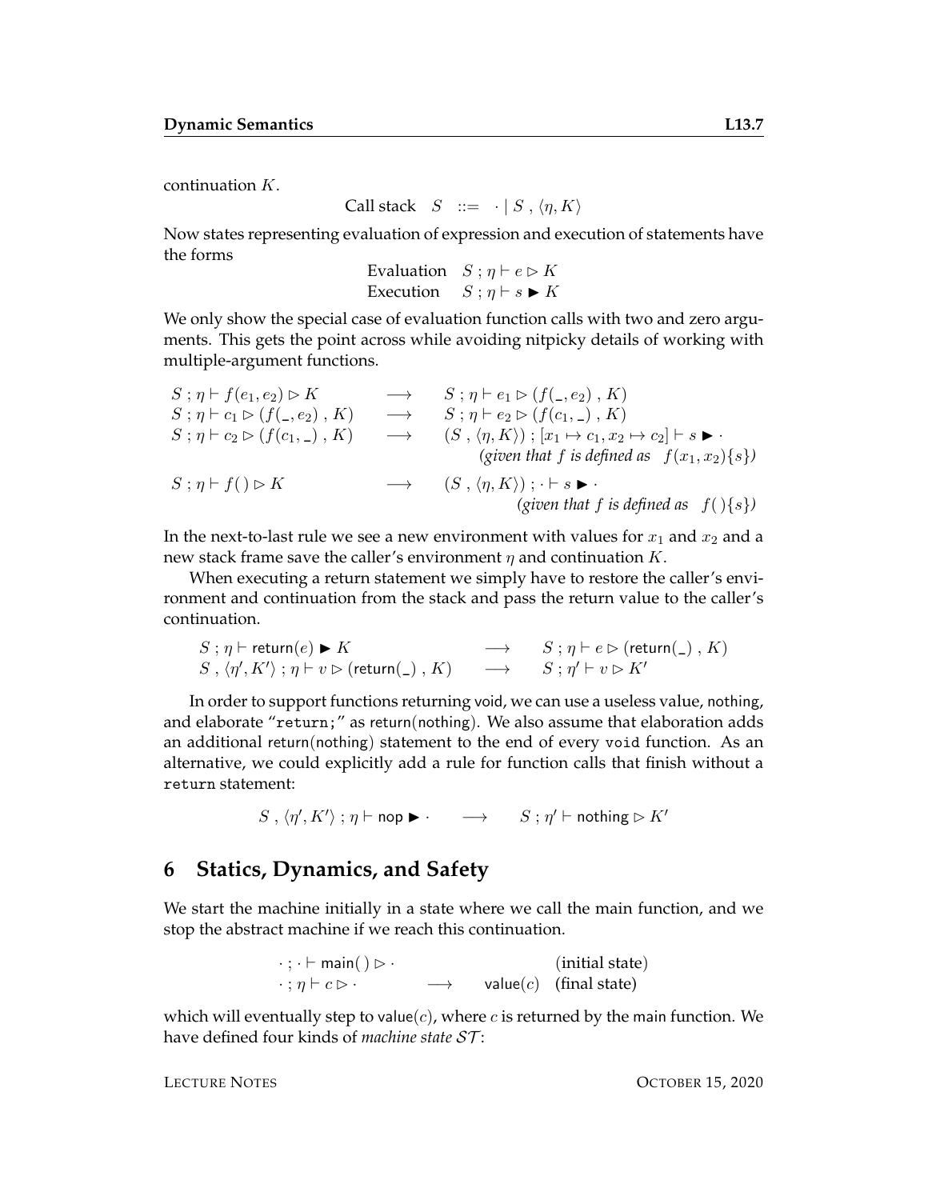continuation $K$.

$$\text{Call stack} \quad S \quad ::= \quad \cdot \mid S \,,\, \langle \eta, K \rangle$$

Now states representing evaluation of expression and execution of statements have the forms

$$\begin{array}{ll} \text{Evaluation} & S \,;\, \eta \vdash e \rhd K \\ \text{Execution} & S \,;\, \eta \vdash s \blacktriangleright K \end{array}$$

We only show the special case of evaluation function calls with two and zero arguments. This gets the point across while avoiding nitpicky details of working with multiple-argument functions.

$$\begin{array}{lcl} S \,;\, \eta \vdash f(e_1, e_2) \rhd K & \longrightarrow & S \,;\, \eta \vdash e_1 \rhd (f(\_, e_2) \,,\, K) \\ S \,;\, \eta \vdash c_1 \rhd (f(\_, e_2) \,,\, K) & \longrightarrow & S \,;\, \eta \vdash e_2 \rhd (f(c_1, \_) \,,\, K) \\ S \,;\, \eta \vdash c_2 \rhd (f(c_1, \_) \,,\, K) & \longrightarrow & (S \,,\, \langle \eta, K \rangle) \,;\, [x_1 \mapsto c_1, x_2 \mapsto c_2] \vdash s \blacktriangleright \cdot \\ & & \qquad \textit{(given that } f \textit{ is defined as } \; f(x_1, x_2)\{s\}\textit{)} \\ S \,;\, \eta \vdash f(\,) \rhd K & \longrightarrow & (S \,,\, \langle \eta, K \rangle) \,;\, \cdot \vdash s \blacktriangleright \cdot \\ & & \qquad \textit{(given that } f \textit{ is defined as } \; f(\,)\{s\}\textit{)} \end{array}$$

In the next-to-last rule we see a new environment with values for $x_1$ and $x_2$ and a new stack frame save the caller's environment $\eta$ and continuation $K$.

When executing a return statement we simply have to restore the caller's environment and continuation from the stack and pass the return value to the caller's continuation.

$$\begin{array}{lcl} S \,;\, \eta \vdash \mathsf{return}(e) \blacktriangleright K & \longrightarrow & S \,;\, \eta \vdash e \rhd (\mathsf{return}(\_) \,,\, K) \\ S \,,\, \langle \eta', K' \rangle \,;\, \eta \vdash v \rhd (\mathsf{return}(\_) \,,\, K) & \longrightarrow & S \,;\, \eta' \vdash v \rhd K' \end{array}$$

In order to support functions returning void, we can use a useless value, nothing, and elaborate "`return;`" as return(nothing). We also assume that elaboration adds an additional return(nothing) statement to the end of every `void` function. As an alternative, we could explicitly add a rule for function calls that finish without a `return` statement:

$$S \,,\, \langle \eta', K' \rangle \,;\, \eta \vdash \mathsf{nop} \blacktriangleright \cdot \quad \longrightarrow \quad S \,;\, \eta' \vdash \mathsf{nothing} \rhd K'$$

## 6 Statics, Dynamics, and Safety

We start the machine initially in a state where we call the main function, and we stop the abstract machine if we reach this continuation.

$$\begin{array}{lcll} \cdot \,;\, \cdot \vdash \mathsf{main}(\,) \rhd \cdot & & & \text{(initial state)} \\ \cdot \,;\, \eta \vdash c \rhd \cdot & \longrightarrow & \mathsf{value}(c) & \text{(final state)} \end{array}$$

which will eventually step to value($c$), where $c$ is returned by the main function. We have defined four kinds of *machine state* $\mathcal{ST}$: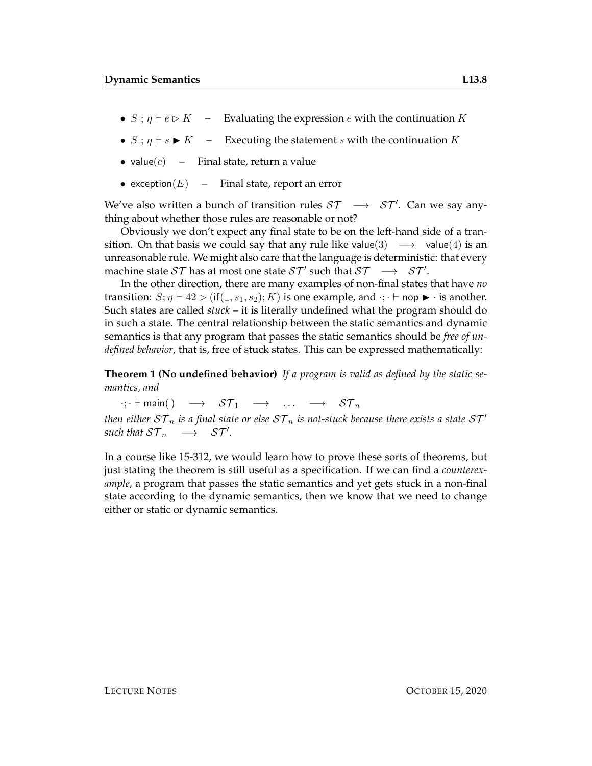- $S\,;\eta \vdash e \rhd K$ – Evaluating the expression $e$ with the continuation $K$
- $S\,;\eta \vdash s \blacktriangleright K$ – Executing the statement $s$ with the continuation $K$
- $\mathsf{value}(c)$ – Final state, return a value
- $\mathsf{exception}(E)$ – Final state, report an error

We've also written a bunch of transition rules $\mathcal{ST} \longrightarrow \mathcal{ST}'$. Can we say anything about whether those rules are reasonable or not?

Obviously we don't expect any final state to be on the left-hand side of a transition. On that basis we could say that any rule like $\mathsf{value}(3) \longrightarrow \mathsf{value}(4)$ is an unreasonable rule. We might also care that the language is deterministic: that every machine state $\mathcal{ST}$ has at most one state $\mathcal{ST}'$ such that $\mathcal{ST} \longrightarrow \mathcal{ST}'$.

In the other direction, there are many examples of non-final states that have *no* transition: $S; \eta \vdash 42 \rhd (\mathsf{if}(\_, s_1, s_2); K)$ is one example, and $\cdot; \cdot \vdash \mathsf{nop} \blacktriangleright \cdot$ is another. Such states are called *stuck* – it is literally undefined what the program should do in such a state. The central relationship between the static semantics and dynamic semantics is that any program that passes the static semantics should be *free of undefined behavior*, that is, free of stuck states. This can be expressed mathematically:

**Theorem 1 (No undefined behavior)** *If a program is valid as defined by the static semantics, and*

$\cdot; \cdot \vdash \mathsf{main}(\,) \longrightarrow \mathcal{ST}_1 \longrightarrow \ldots \longrightarrow \mathcal{ST}_n$

*then either $\mathcal{ST}_n$ is a final state or else $\mathcal{ST}_n$ is not-stuck because there exists a state $\mathcal{ST}'$ such that $\mathcal{ST}_n \longrightarrow \mathcal{ST}'$.*

In a course like 15-312, we would learn how to prove these sorts of theorems, but just stating the theorem is still useful as a specification. If we can find a *counterexample*, a program that passes the static semantics and yet gets stuck in a non-final state according to the dynamic semantics, then we know that we need to change either or static or dynamic semantics.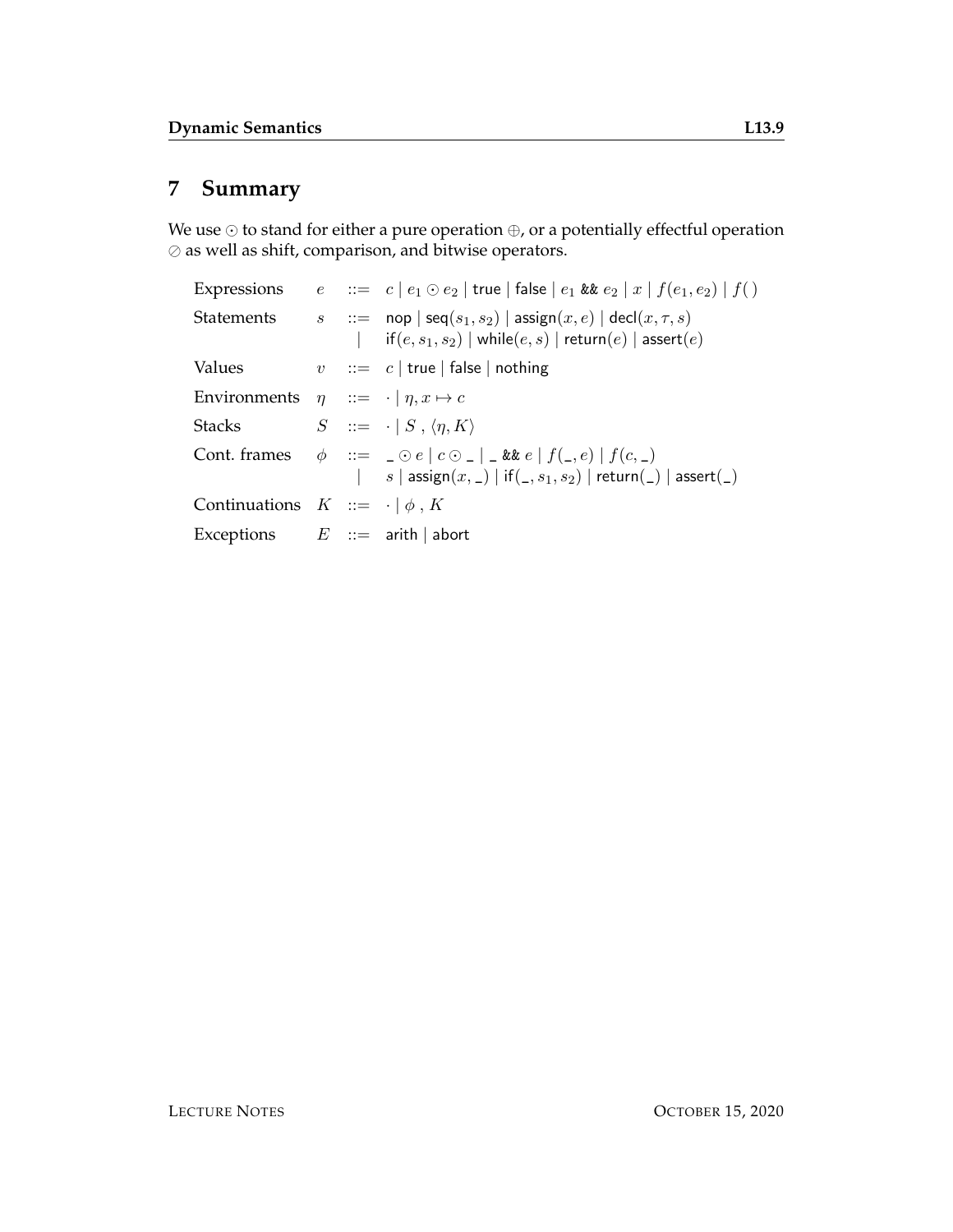## 7 Summary

We use $\odot$ to stand for either a pure operation $\oplus$, or a potentially effectful operation $\oslash$ as well as shift, comparison, and bitwise operators.

$$
\begin{array}{llcl}
\text{Expressions} & e & ::= & c \mid e_1 \odot e_2 \mid \mathsf{true} \mid \mathsf{false} \mid e_1 \mathbin{\texttt{\&\&}} e_2 \mid x \mid f(e_1, e_2) \mid f(\,) \\
\text{Statements} & s & ::= & \mathsf{nop} \mid \mathsf{seq}(s_1, s_2) \mid \mathsf{assign}(x, e) \mid \mathsf{decl}(x, \tau, s) \\
 & & \mid & \mathsf{if}(e, s_1, s_2) \mid \mathsf{while}(e, s) \mid \mathsf{return}(e) \mid \mathsf{assert}(e) \\
\text{Values} & v & ::= & c \mid \mathsf{true} \mid \mathsf{false} \mid \mathsf{nothing} \\
\text{Environments} & \eta & ::= & \cdot \mid \eta, x \mapsto c \\
\text{Stacks} & S & ::= & \cdot \mid S\ ,\ \langle \eta, K \rangle \\
\text{Cont. frames} & \phi & ::= & \_ \odot e \mid c \odot \_ \mid \_ \mathbin{\texttt{\&\&}} e \mid f(\_, e) \mid f(c, \_) \\
 & & \mid & s \mid \mathsf{assign}(x, \_) \mid \mathsf{if}(\_, s_1, s_2) \mid \mathsf{return}(\_) \mid \mathsf{assert}(\_) \\
\text{Continuations} & K & ::= & \cdot \mid \phi\ ,\ K \\
\text{Exceptions} & E & ::= & \mathsf{arith} \mid \mathsf{abort}
\end{array}
$$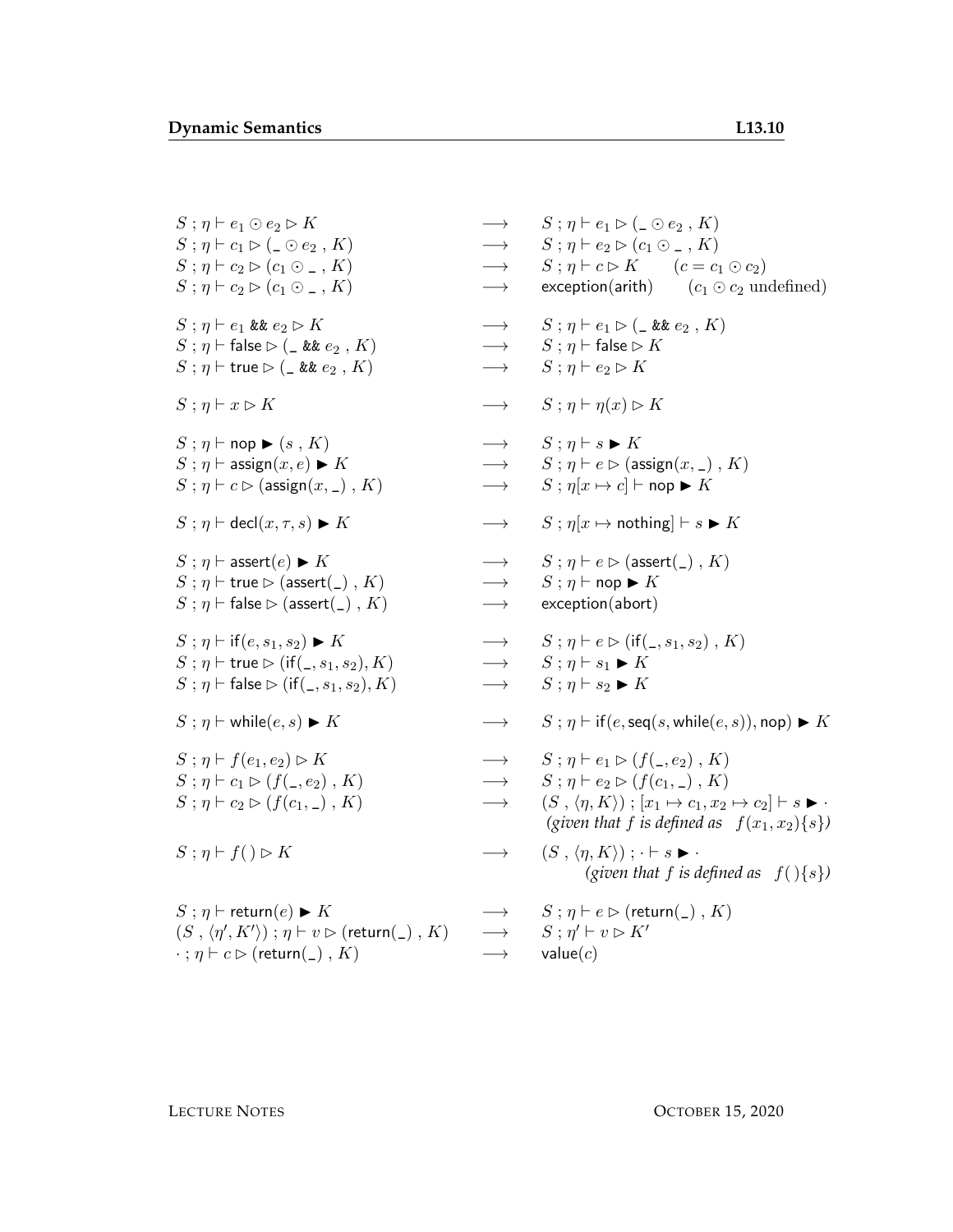$$
\begin{array}{lll}
S \,;\, \eta \vdash e_1 \odot e_2 \rhd K & \longrightarrow & S \,;\, \eta \vdash e_1 \rhd (\_ \odot e_2 \,,\, K) \\
S \,;\, \eta \vdash c_1 \rhd (\_ \odot e_2 \,,\, K) & \longrightarrow & S \,;\, \eta \vdash e_2 \rhd (c_1 \odot \_ \,,\, K) \\
S \,;\, \eta \vdash c_2 \rhd (c_1 \odot \_ \,,\, K) & \longrightarrow & S \,;\, \eta \vdash c \rhd K \qquad (c = c_1 \odot c_2) \\
S \,;\, \eta \vdash c_2 \rhd (c_1 \odot \_ \,,\, K) & \longrightarrow & \mathsf{exception}(\mathsf{arith}) \qquad (c_1 \odot c_2 \text{ undefined}) \\[1em]
S \,;\, \eta \vdash e_1 \,\texttt{\&\&}\, e_2 \rhd K & \longrightarrow & S \,;\, \eta \vdash e_1 \rhd (\_ \,\texttt{\&\&}\, e_2 \,,\, K) \\
S \,;\, \eta \vdash \mathsf{false} \rhd (\_ \,\texttt{\&\&}\, e_2 \,,\, K) & \longrightarrow & S \,;\, \eta \vdash \mathsf{false} \rhd K \\
S \,;\, \eta \vdash \mathsf{true} \rhd (\_ \,\texttt{\&\&}\, e_2 \,,\, K) & \longrightarrow & S \,;\, \eta \vdash e_2 \rhd K \\[1em]
S \,;\, \eta \vdash x \rhd K & \longrightarrow & S \,;\, \eta \vdash \eta(x) \rhd K \\[1em]
S \,;\, \eta \vdash \mathsf{nop} \blacktriangleright (s \,,\, K) & \longrightarrow & S \,;\, \eta \vdash s \blacktriangleright K \\
S \,;\, \eta \vdash \mathsf{assign}(x, e) \blacktriangleright K & \longrightarrow & S \,;\, \eta \vdash e \rhd (\mathsf{assign}(x, \_) \,,\, K) \\
S \,;\, \eta \vdash c \rhd (\mathsf{assign}(x, \_) \,,\, K) & \longrightarrow & S \,;\, \eta[x \mapsto c] \vdash \mathsf{nop} \blacktriangleright K \\[1em]
S \,;\, \eta \vdash \mathsf{decl}(x, \tau, s) \blacktriangleright K & \longrightarrow & S \,;\, \eta[x \mapsto \mathsf{nothing}] \vdash s \blacktriangleright K \\[1em]
S \,;\, \eta \vdash \mathsf{assert}(e) \blacktriangleright K & \longrightarrow & S \,;\, \eta \vdash e \rhd (\mathsf{assert}(\_) \,,\, K) \\
S \,;\, \eta \vdash \mathsf{true} \rhd (\mathsf{assert}(\_) \,,\, K) & \longrightarrow & S \,;\, \eta \vdash \mathsf{nop} \blacktriangleright K \\
S \,;\, \eta \vdash \mathsf{false} \rhd (\mathsf{assert}(\_) \,,\, K) & \longrightarrow & \mathsf{exception}(\mathsf{abort}) \\[1em]
S \,;\, \eta \vdash \mathsf{if}(e, s_1, s_2) \blacktriangleright K & \longrightarrow & S \,;\, \eta \vdash e \rhd (\mathsf{if}(\_, s_1, s_2) \,,\, K) \\
S \,;\, \eta \vdash \mathsf{true} \rhd (\mathsf{if}(\_, s_1, s_2), K) & \longrightarrow & S \,;\, \eta \vdash s_1 \blacktriangleright K \\
S \,;\, \eta \vdash \mathsf{false} \rhd (\mathsf{if}(\_, s_1, s_2), K) & \longrightarrow & S \,;\, \eta \vdash s_2 \blacktriangleright K \\[1em]
S \,;\, \eta \vdash \mathsf{while}(e, s) \blacktriangleright K & \longrightarrow & S \,;\, \eta \vdash \mathsf{if}(e, \mathsf{seq}(s, \mathsf{while}(e, s)), \mathsf{nop}) \blacktriangleright K \\[1em]
S \,;\, \eta \vdash f(e_1, e_2) \rhd K & \longrightarrow & S \,;\, \eta \vdash e_1 \rhd (f(\_, e_2) \,,\, K) \\
S \,;\, \eta \vdash c_1 \rhd (f(\_, e_2) \,,\, K) & \longrightarrow & S \,;\, \eta \vdash e_2 \rhd (f(c_1, \_) \,,\, K) \\
S \,;\, \eta \vdash c_2 \rhd (f(c_1, \_) \,,\, K) & \longrightarrow & (S \,,\, \langle \eta, K \rangle) \,;\, [x_1 \mapsto c_1, x_2 \mapsto c_2] \vdash s \blacktriangleright \cdot \\
 & & \textit{(given that } f \textit{ is defined as } \ f(x_1, x_2)\{s\}\textit{)} \\[1em]
S \,;\, \eta \vdash f(\,) \rhd K & \longrightarrow & (S \,,\, \langle \eta, K \rangle) \,;\, \cdot \vdash s \blacktriangleright \cdot \\
 & & \textit{(given that } f \textit{ is defined as } \ f(\,)\{s\}\textit{)} \\[1em]
S \,;\, \eta \vdash \mathsf{return}(e) \blacktriangleright K & \longrightarrow & S \,;\, \eta \vdash e \rhd (\mathsf{return}(\_) \,,\, K) \\
(S \,,\, \langle \eta', K' \rangle) \,;\, \eta \vdash v \rhd (\mathsf{return}(\_) \,,\, K) & \longrightarrow & S \,;\, \eta' \vdash v \rhd K' \\
\cdot \,;\, \eta \vdash c \rhd (\mathsf{return}(\_) \,,\, K) & \longrightarrow & \mathsf{value}(c)
\end{array}
$$